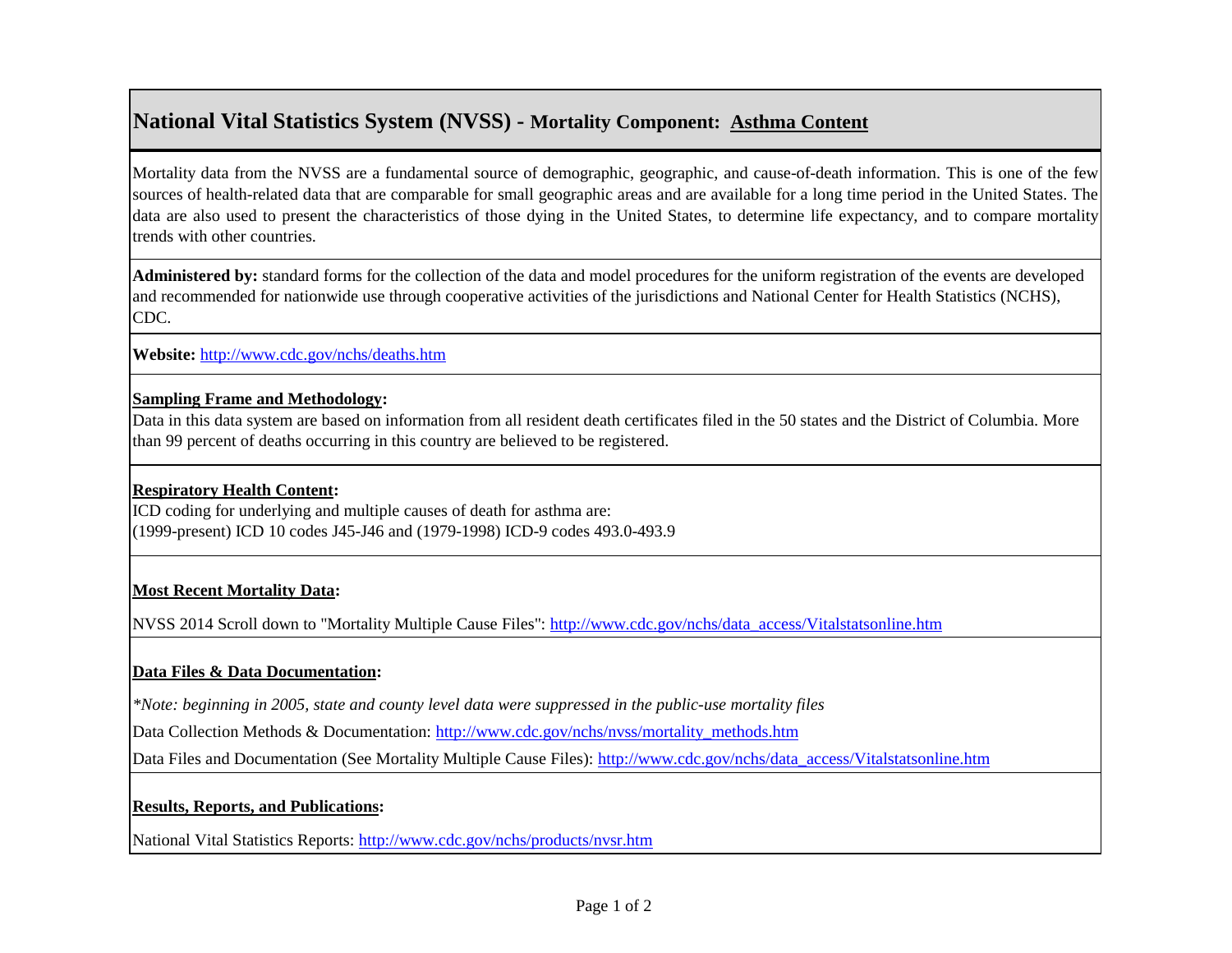# National Vital Statistics System (NVSS) - Mortality Component: Asthma Content

Mortality data from the NVSS are a fundamental source of demographic, geographic, and cause-of-death information. This is one of the few sources of health-related data that are comparable for small geographic areas and are available for a long time period in the United States. The data are also used to present the characteristics of those dying in the United States, to determine life expectancy, and to compare mortality trends with other countries.

**Administered by:** standard forms for the collection of the data and model procedures for the uniform registration of the events are developed and recommended for nationwide use through cooperative activities of the jurisdictions and National Center for Health Statistics (NCHS), CDC.

**Website:** http://www.cdc.gov/nchs/deaths.htm

**Sampling Frame and Methodology:**

Data in this data system are based on information from all resident death certificates filed in the 50 states and the District of Columbia. More than 99 percent of deaths occurring in this country are believed to be registered.

**Respiratory Health Content:**

ICD coding for underlying and multiple causes of death for asthma are:
(1999-present) ICD 10 codes J45-J46 and (1979-1998) ICD-9 codes 493.0-493.9

**Most Recent Mortality Data:**

NVSS 2014 Scroll down to "Mortality Multiple Cause Files": http://www.cdc.gov/nchs/data_access/Vitalstatsonline.htm

**Data Files & Data Documentation:**

*\*Note: beginning in 2005, state and county level data were suppressed in the public-use mortality files*

Data Collection Methods & Documentation: http://www.cdc.gov/nchs/nvss/mortality_methods.htm

Data Files and Documentation (See Mortality Multiple Cause Files): http://www.cdc.gov/nchs/data_access/Vitalstatsonline.htm

**Results, Reports, and Publications:**

National Vital Statistics Reports: http://www.cdc.gov/nchs/products/nvsr.htm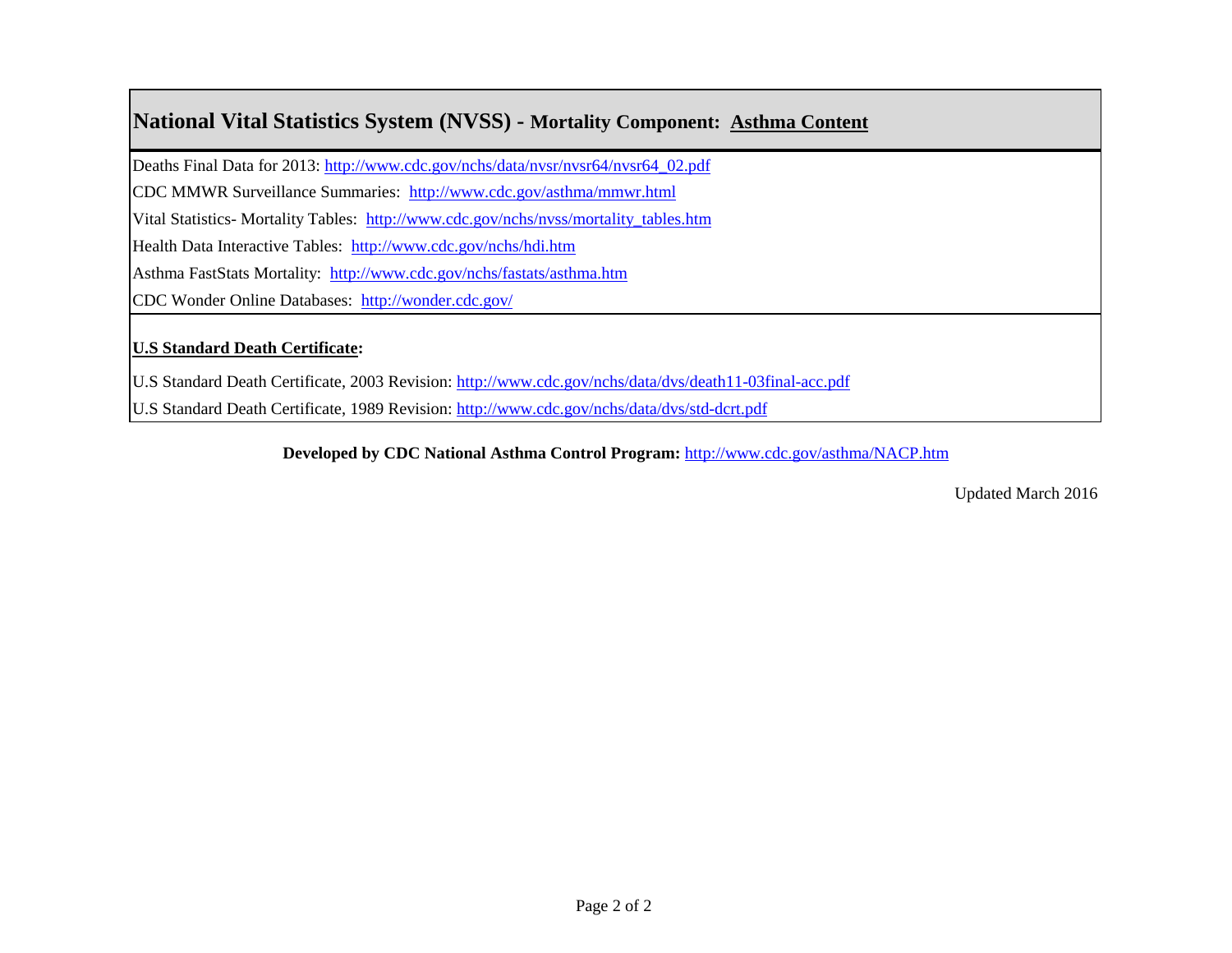## National Vital Statistics System (NVSS) - Mortality Component: Asthma Content

Deaths Final Data for 2013: http://www.cdc.gov/nchs/data/nvsr/nvsr64/nvsr64_02.pdf

CDC MMWR Surveillance Summaries: http://www.cdc.gov/asthma/mmwr.html

Vital Statistics- Mortality Tables: http://www.cdc.gov/nchs/nvss/mortality_tables.htm

Health Data Interactive Tables: http://www.cdc.gov/nchs/hdi.htm

Asthma FastStats Mortality: http://www.cdc.gov/nchs/fastats/asthma.htm

CDC Wonder Online Databases: http://wonder.cdc.gov/

**U.S Standard Death Certificate:**

U.S Standard Death Certificate, 2003 Revision: http://www.cdc.gov/nchs/data/dvs/death11-03final-acc.pdf

U.S Standard Death Certificate, 1989 Revision: http://www.cdc.gov/nchs/data/dvs/std-dcrt.pdf

**Developed by CDC National Asthma Control Program:** http://www.cdc.gov/asthma/NACP.htm

Updated March 2016